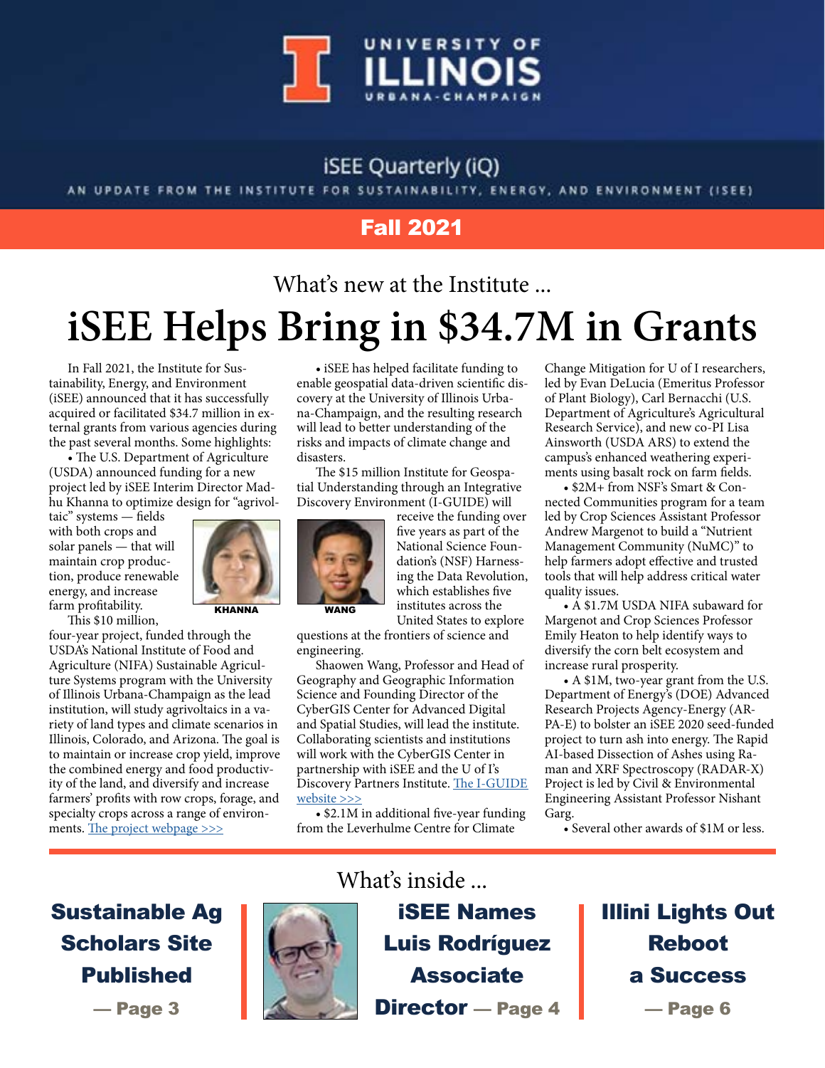UNIVERSITY OF ILLINOIS URBANA-CHAMPAIGN

iSEE Quarterly (iQ)

AN UPDATE FROM THE INSTITUTE FOR SUSTAINABILITY, ENERGY, AND ENVIRONMENT (ISEE)

**Fall 2021**

What's new at the Institute ...

# iSEE Helps Bring in $34.7M in Grants

In Fall 2021, the Institute for Sustainability, Energy, and Environment (iSEE) announced that it has successfully acquired or facilitated $34.7 million in external grants from various agencies during the past several months. Some highlights:

• The U.S. Department of Agriculture (USDA) announced funding for a new project led by iSEE Interim Director Madhu Khanna to optimize design for "agrivoltaic" systems — fields with both crops and solar panels — that will maintain crop production, produce renewable energy, and increase farm profitability.

KHANNA

This $10 million, four-year project, funded through the USDA's National Institute of Food and Agriculture (NIFA) Sustainable Agriculture Systems program with the University of Illinois Urbana-Champaign as the lead institution, will study agrivoltaics in a variety of land types and climate scenarios in Illinois, Colorado, and Arizona. The goal is to maintain or increase crop yield, improve the combined energy and food productivity of the land, and diversify and increase farmers' profits with row crops, forage, and specialty crops across a range of environments. The project webpage >>>

• iSEE has helped facilitate funding to enable geospatial data-driven scientific discovery at the University of Illinois Urbana-Champaign, and the resulting research will lead to better understanding of the risks and impacts of climate change and disasters.

The $15 million Institute for Geospatial Understanding through an Integrative Discovery Environment (I-GUIDE) will receive the funding over five years as part of the National Science Foundation's (NSF) Harnessing the Data Revolution, which establishes five institutes across the United States to explore questions at the frontiers of science and engineering.

WANG

Shaowen Wang, Professor and Head of Geography and Geographic Information Science and Founding Director of the CyberGIS Center for Advanced Digital and Spatial Studies, will lead the institute. Collaborating scientists and institutions will work with the CyberGIS Center in partnership with iSEE and the U of I's Discovery Partners Institute. The I-GUIDE website >>>

• $2.1M in additional five-year funding from the Leverhulme Centre for Climate Change Mitigation for U of I researchers, led by Evan DeLucia (Emeritus Professor of Plant Biology), Carl Bernacchi (U.S. Department of Agriculture's Agricultural Research Service), and new co-PI Lisa Ainsworth (USDA ARS) to extend the campus's enhanced weathering experiments using basalt rock on farm fields.

• $2M+ from NSF's Smart & Connected Communities program for a team led by Crop Sciences Assistant Professor Andrew Margenot to build a "Nutrient Management Community (NuMC)" to help farmers adopt effective and trusted tools that will help address critical water quality issues.

• A $1.7M USDA NIFA subaward for Margenot and Crop Sciences Professor Emily Heaton to help identify ways to diversify the corn belt ecosystem and increase rural prosperity.

• A $1M, two-year grant from the U.S. Department of Energy's (DOE) Advanced Research Projects Agency-Energy (ARPA-E) to bolster an iSEE 2020 seed-funded project to turn ash into energy. The Rapid AI-based Dissection of Ashes using Raman and XRF Spectroscopy (RADAR-X) Project is led by Civil & Environmental Engineering Assistant Professor Nishant Garg.

• Several other awards of $1M or less.

What's inside ...

**Sustainable Ag Scholars Site Published — Page 3**

**iSEE Names Luis Rodríguez Associate Director — Page 4**

**Illini Lights Out Reboot a Success — Page 6**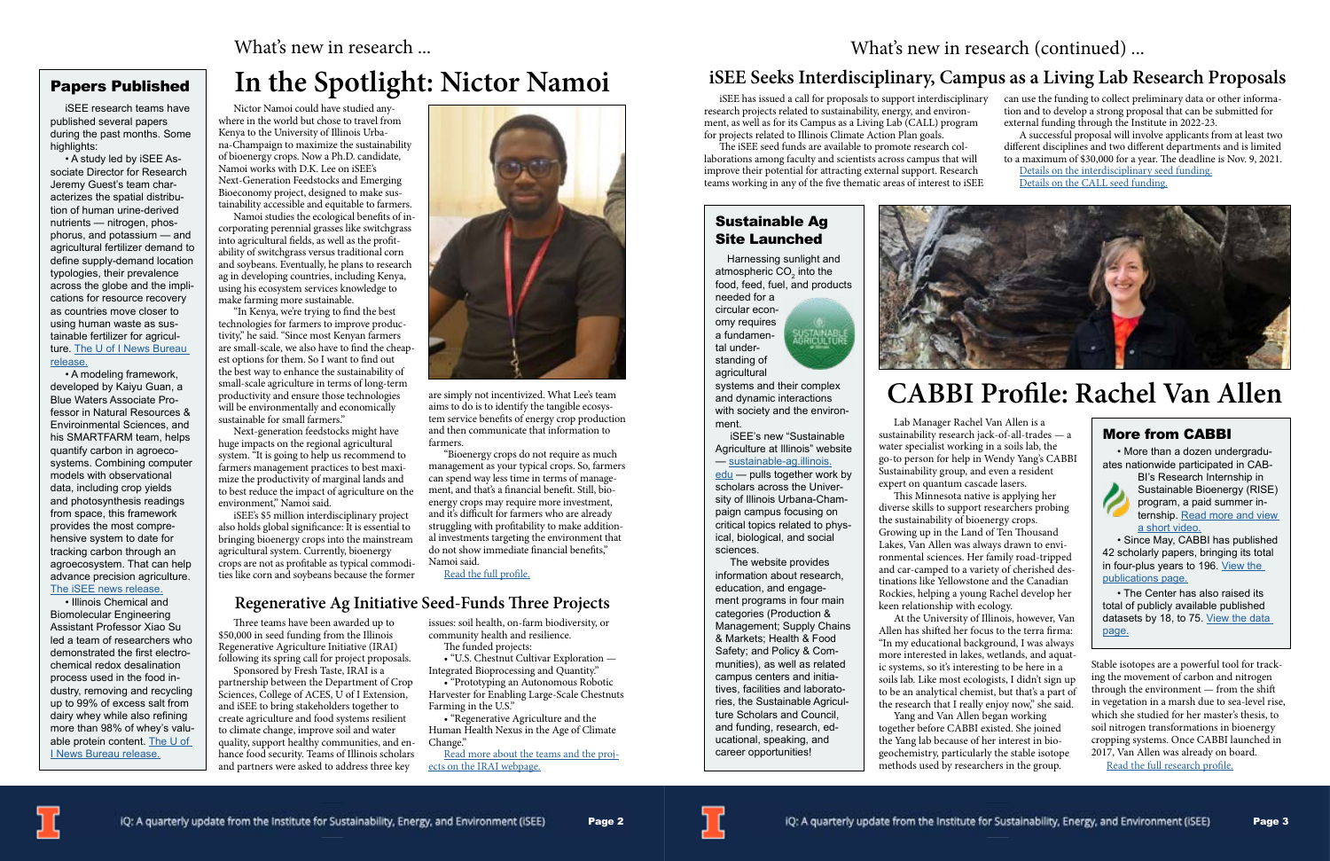What's new in research ...

## Papers Published

iSEE research teams have published several papers during the past months. Some highlights:

- A study led by iSEE Associate Director for Research Jeremy Guest's team characterizes the spatial distribution of human urine-derived nutrients — nitrogen, phosphorus, and potassium — and agricultural fertilizer demand to define supply-demand location typologies, their prevalence across the globe and the implications for resource recovery as countries move closer to using human waste as sustainable fertilizer for agriculture. The U of I News Bureau release.
- A modeling framework, developed by Kaiyu Guan, a Blue Waters Associate Professor in Natural Resources & Environmental Sciences, and his SMARTFARM team, helps quantify carbon in agroecosystems. Combining computer models with observational data, including crop yields and photosynthesis readings from space, this framework provides the most comprehensive system to date for tracking carbon through an agroecosystem. That can help advance precision agriculture. The iSEE news release.
- Illinois Chemical and Biomolecular Engineering Assistant Professor Xiao Su led a team of researchers who demonstrated the first electrochemical redox desalination process used in the food industry, removing and recycling up to 99% of excess salt from dairy whey while also refining more than 98% of whey's valuable protein content. The U of I News Bureau release.

# In the Spotlight: Nictor Namoi

Nictor Namoi could have studied anywhere in the world but chose to travel from Kenya to the University of Illinois Urbana-Champaign to maximize the sustainability of bioenergy crops. Now a Ph.D. candidate, Namoi works with D.K. Lee on iSEE's Next-Generation Feedstocks and Emerging Bioeconomy project, designed to make sustainability accessible and equitable to farmers.

Namoi studies the ecological benefits of incorporating perennial grasses like switchgrass into agricultural fields, as well as the profitability of switchgrass versus traditional corn and soybeans. Eventually, he plans to research ag in developing countries, including Kenya, using his ecosystem services knowledge to make farming more sustainable.

"In Kenya, we're trying to find the best technologies for farmers to improve productivity," he said. "Since most Kenyan farmers are small-scale, we also have to find the cheapest options for them. So I want to find out the best way to enhance the sustainability of small-scale agriculture in terms of long-term productivity and ensure those technologies will be environmentally and economically sustainable for small farmers."

Next-generation feedstocks might have huge impacts on the regional agricultural system. "It is going to help us recommend to farmers management practices to best maximize the productivity of marginal lands and to best reduce the impact of agriculture on the environment," Namoi said.

iSEE's $5 million interdisciplinary project also holds global significance: It is essential to bringing bioenergy crops into the mainstream agricultural system. Currently, bioenergy crops are not as profitable as typical commodities like corn and soybeans because the former are simply not incentivized. What Lee's team aims to do is to identify the tangible ecosystem service benefits of energy crop production and then communicate that information to farmers.

"Bioenergy crops do not require as much management as your typical crops. So, farmers can spend way less time in terms of management, and that's a financial benefit. Still, bioenergy crops may require more investment, and it's difficult for farmers who are already struggling with profitability to make additional investments targeting the environment that do not show immediate financial benefits," Namoi said.

Read the full profile.

## Regenerative Ag Initiative Seed-Funds Three Projects

Three teams have been awarded up to $50,000 in seed funding from the Illinois Regenerative Agriculture Initiative (IRAI) following its spring call for project proposals.

Sponsored by Fresh Taste, IRAI is a partnership between the Department of Crop Sciences, College of ACES, U of I Extension, and iSEE to bring stakeholders together to create agriculture and food systems resilient to climate change, improve soil and water quality, support healthy communities, and enhance food security. Teams of Illinois scholars and partners were asked to address three key issues: soil health, on-farm biodiversity, or community health and resilience.

The funded projects:

- "U.S. Chestnut Cultivar Exploration — Integrated Bioprocessing and Quantity."
- "Prototyping an Autonomous Robotic Harvester for Enabling Large-Scale Chestnuts Farming in the U.S."
- "Regenerative Agriculture and the Human Health Nexus in the Age of Climate Change."

Read more about the teams and the projects on the IRAI webpage.

What's new in research (continued) ...

## iSEE Seeks Interdisciplinary, Campus as a Living Lab Research Proposals

iSEE has issued a call for proposals to support interdisciplinary research projects related to sustainability, energy, and environment, as well as for its Campus as a Living Lab (CALL) program for projects related to Illinois Climate Action Plan goals.

The iSEE seed funds are available to promote research collaborations among faculty and scientists across campus that will improve their potential for attracting external support. Research teams working in any of the five thematic areas of interest to iSEE can use the funding to collect preliminary data or other information and to develop a strong proposal that can be submitted for external funding through the Institute in 2022-23.

A successful proposal will involve applicants from at least two different disciplines and two different departments and is limited to a maximum of $30,000 for a year. The deadline is Nov. 9, 2021.

Details on the interdisciplinary seed funding.
Details on the CALL seed funding.

## Sustainable Ag Site Launched

Harnessing sunlight and atmospheric $CO_2$ into the food, feed, fuel, and products needed for a circular economy requires a fundamental understanding of agricultural systems and their complex and dynamic interactions with society and the environment.

iSEE's new "Sustainable Agriculture at Illinois" website — sustainable-ag.illinois.edu — pulls together work by scholars across the University of Illinois Urbana-Champaign campus focusing on critical topics related to physical, biological, and social sciences.

The website provides information about research, education, and engagement programs in four main categories (Production & Management; Supply Chains & Markets; Health & Food Safety; and Policy & Communities), as well as related campus centers and initiatives, facilities and laboratories, the Sustainable Agriculture Scholars and Council, and funding, research, educational, speaking, and career opportunities!

# CABBI Profile: Rachel Van Allen

Lab Manager Rachel Van Allen is a sustainability research jack-of-all-trades — a water specialist working in a soils lab, the go-to person for help in Wendy Yang's CABBI Sustainability group, and even a resident expert on quantum cascade lasers.

This Minnesota native is applying her diverse skills to support researchers probing the sustainability of bioenergy crops. Growing up in the Land of Ten Thousand Lakes, Van Allen was always drawn to environmental sciences. Her family road-tripped and car-camped to a variety of cherished destinations like Yellowstone and the Canadian Rockies, helping a young Rachel develop her keen relationship with ecology.

At the University of Illinois, however, Van Allen has shifted her focus to the terra firma: "In my educational background, I was always more interested in lakes, wetlands, and aquatic systems, so it's interesting to be here in a soils lab. Like most ecologists, I didn't sign up to be an analytical chemist, but that's a part of the research that I really enjoy now," she said.

Yang and Van Allen began working together before CABBI existed. She joined the Yang lab because of her interest in biogeochemistry, particularly the stable isotope methods used by researchers in the group.

Stable isotopes are a powerful tool for tracking the movement of carbon and nitrogen through the environment — from the shift in vegetation in a marsh due to sea-level rise, which she studied for her master's thesis, to soil nitrogen transformations in bioenergy cropping systems. Once CABBI launched in 2017, Van Allen was already on board.

Read the full research profile.

## More from CABBI

- More than a dozen undergraduates nationwide participated in CABBI's Research Internship in Sustainable Bioenergy (RISE) program, a paid summer internship. Read more and view a short video.
- Since May, CABBI has published 42 scholarly papers, bringing its total in four-plus years to 196. View the publications page.
- The Center has also raised its total of publicly available published datasets by 18, to 75. View the data page.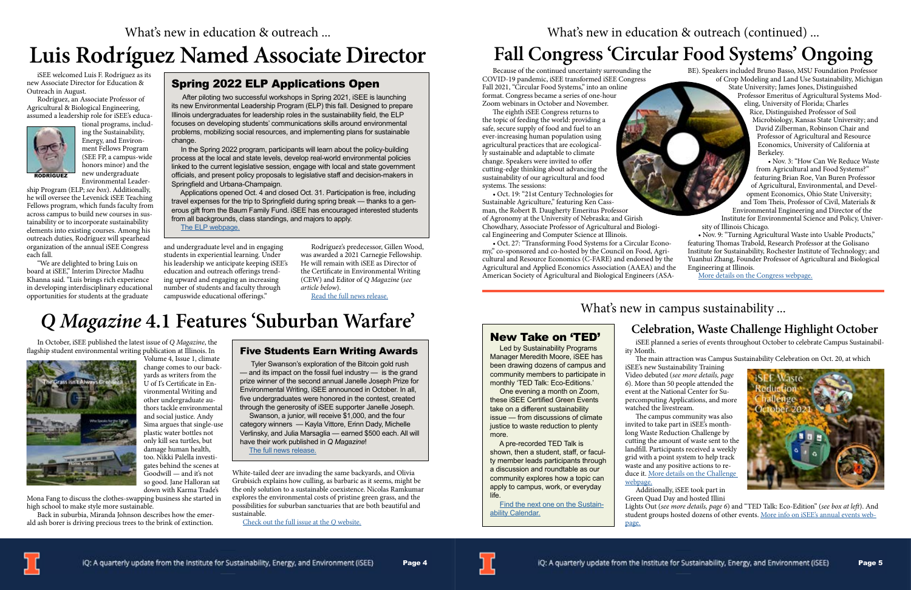What's new in education & outreach ...

# Luis Rodríguez Named Associate Director

iSEE welcomed Luis F. Rodríguez as its new Associate Director for Education & Outreach in August.

Rodríguez, an Associate Professor of Agricultural & Biological Engineering, assumed a leadership role for iSEE's educational programs, including the Sustainability, Energy, and Environment Fellows Program (SEE FP, a campus-wide honors minor) and the new undergraduate Environmental Leadership Program (ELP; *see box*). Additionally, he will oversee the Levenick iSEE Teaching Fellows program, which funds faculty from across campus to build new courses in sustainability or to incorporate sustainability elements into existing courses. Among his outreach duties, Rodríguez will spearhead organization of the annual iSEE Congress each fall.

RODRÍGUEZ

"We are delighted to bring Luis on board at iSEE," Interim Director Madhu Khanna said. "Luis brings rich experience in developing interdisciplinary educational opportunities for students at the graduate and undergraduate level and in engaging students in experiential learning. Under his leadership we anticipate keeping iSEE's education and outreach offerings trending upward and engaging an increasing number of students and faculty through campuswide educational offerings."

Rodríguez's predecessor, Gillen Wood, was awarded a 2021 Carnegie Fellowship. He will remain with iSEE as Director of the Certificate in Environmental Writing (CEW) and Editor of *Q Magazine* (*see article below*).

Read the full news release.

## Spring 2022 ELP Applications Open

After piloting two successful workshops in Spring 2021, iSEE is launching its new Environmental Leadership Program (ELP) this fall. Designed to prepare Illinois undergraduates for leadership roles in the sustainability field, the ELP focuses on developing students' communications skills around environmental problems, mobilizing social resources, and implementing plans for sustainable change.

In the Spring 2022 program, participants will learn about the policy-building process at the local and state levels, develop real-world environmental policies linked to the current legislative session, engage with local and state government officials, and present policy proposals to legislative staff and decision-makers in Springfield and Urbana-Champaign.

Applications opened Oct. 4 and closed Oct. 31. Participation is free, including travel expenses for the trip to Springfield during spring break — thanks to a generous gift from the Baum Family Fund. iSEE has encouraged interested students from all backgrounds, class standings, and majors to apply.

The ELP webpage.

# *Q Magazine* 4.1 Features 'Suburban Warfare'

In October, iSEE published the latest issue of *Q Magazine*, the flagship student environmental writing publication at Illinois. In Volume 4, Issue 1, climate change comes to our backyards as writers from the U of I's Certificate in Environmental Writing and other undergraduate authors tackle environmental and social justice. Andy Sima argues that single-use plastic water bottles not only kill sea turtles, but damage human health, too. Nikki Palella investigates behind the scenes at Goodwill — and it's not so good. Jane Halloran sat down with Karma Trade's Mona Fang to discuss the clothes-swapping business she started in high school to make style more sustainable.

Back in suburbia, Miranda Johnson describes how the emerald ash borer is driving precious trees to the brink of extinction. White-tailed deer are invading the same backyards, and Olivia Grubisich explains how culling, as barbaric as it seems, might be the only solution to a sustainable coexistence. Nicolas Ramkumar explores the environmental costs of pristine green grass, and the possibilities for suburban sanctuaries that are both beautiful and sustainable.

Check out the full issue at the *Q* website.

## Five Students Earn Writing Awards

Tyler Swanson's exploration of the Bitcoin gold rush — and its impact on the fossil fuel industry — is the grand prize winner of the second annual Janelle Joseph Prize for Environmental Writing, iSEE announced in October. In all, five undergraduate students were honored in the contest, created through the generosity of iSEE supporter Janelle Joseph.

Swanson, a junior, will receive $1,000, and the four category winners — Kayla Vittore, Erinn Dady, Michelle Verlinsky, and Julia Marsaglia — earned $500 each. All will have their work published in *Q Magazine*!

The full news release.

What's new in education & outreach (continued) ...

# Fall Congress 'Circular Food Systems' Ongoing

Because of the continued uncertainty surrounding the COVID-19 pandemic, iSEE transformed iSEE Congress Fall 2021, "Circular Food Systems," into an online format. Congress became a series of one-hour Zoom webinars in October and November.

The eighth iSEE Congress returns to the topic of feeding the world: providing a safe, secure supply of food and fuel to an ever-increasing human population using agricultural practices that are ecologically sustainable and adaptable to climate change. Speakers were invited to offer cutting-edge thinking about advancing the sustainability of our agricultural and food systems. The sessions:

- Oct. 19: "21st Century Technologies for Sustainable Agriculture," featuring Ken Cassman, the Robert B. Daugherty Emeritus Professor of Agronomy at the University of Nebraska; and Girish Chowdhary, Associate Professor of Agricultural and Biological Engineering and Computer Science at Illinois.
- Oct. 27: "Transforming Food Systems for a Circular Economy," co-sponsored and co-hosted by the Council on Food, Agricultural and Resource Economics (C-FARE) and endorsed by the Agricultural and Applied Economics Association (AAEA) and the American Society of Agricultural and Biological Engineers (ASABE). Speakers included Bruno Basso, MSU Foundation Professor of Crop Modeling and Land Use Sustainability, Michigan State University; James Jones, Distinguished Professor Emeritus of Agricultural Systems Modeling, University of Florida; Charles Rice, Distinguished Professor of Soil Microbiology, Kansas State University; and David Zilberman, Robinson Chair and Professor of Agricultural and Resource Economics, University of California at Berkeley.
- Nov. 3: "How Can We Reduce Waste from Agricultural and Food Systems?" featuring Brian Roe, Van Buren Professor of Agricultural, Environmental, and Development Economics, Ohio State University; and Tom Theis, Professor of Civil, Materials & Environmental Engineering and Director of the Institute for Environmental Science and Policy, University of Illinois Chicago.
- Nov. 9: "Turning Agricultural Waste into Usable Products," featuring Thomas Trabold, Research Professor at the Golisano Institute for Sustainability, Rochester Institute of Technology; and Yuanhui Zhang, Founder Professor of Agricultural and Biological Engineering at Illinois.

More details on the Congress webpage.

What's new in campus sustainability ...

## New Take on 'TED'

Led by Sustainability Programs Manager Meredith Moore, iSEE has been drawing dozens of campus and community members to participate in monthly 'TED Talk: Eco-Editions.'

One evening a month on Zoom, these iSEE Certified Green Events take on a different sustainability issue — from discussions of climate justice to waste reduction to plenty more.

A pre-recorded TED Talk is shown, then a student, staff, or faculty member leads participants through a discussion and roundtable as our community explores how a topic can apply to campus, work, or everyday life.

Find the next one on the Sustainability Calendar.

# Celebration, Waste Challenge Highlight October

iSEE planned a series of events throughout October to celebrate Campus Sustainability Month.

The main attraction was Campus Sustainability Celebration on Oct. 20, at which iSEE's new Sustainability Training Video debuted (*see more details, page 6*). More than 50 people attended the event at the National Center for Supercomputing Applications, and more watched the livestream.

The campus community was also invited to take part in iSEE's monthlong Waste Reduction Challenge by cutting the amount of waste sent to the landfill. Participants received a weekly grid with a point system to help track waste and any positive actions to reduce it. More details on the Challenge webpage.

Additionally, iSEE took part in Green Quad Day and hosted Illini Lights Out (*see more details, page 6*) and "TED Talk: Eco-Edition" (*see box at left*). And student groups hosted dozens of other events. More info on iSEE's annual events webpage.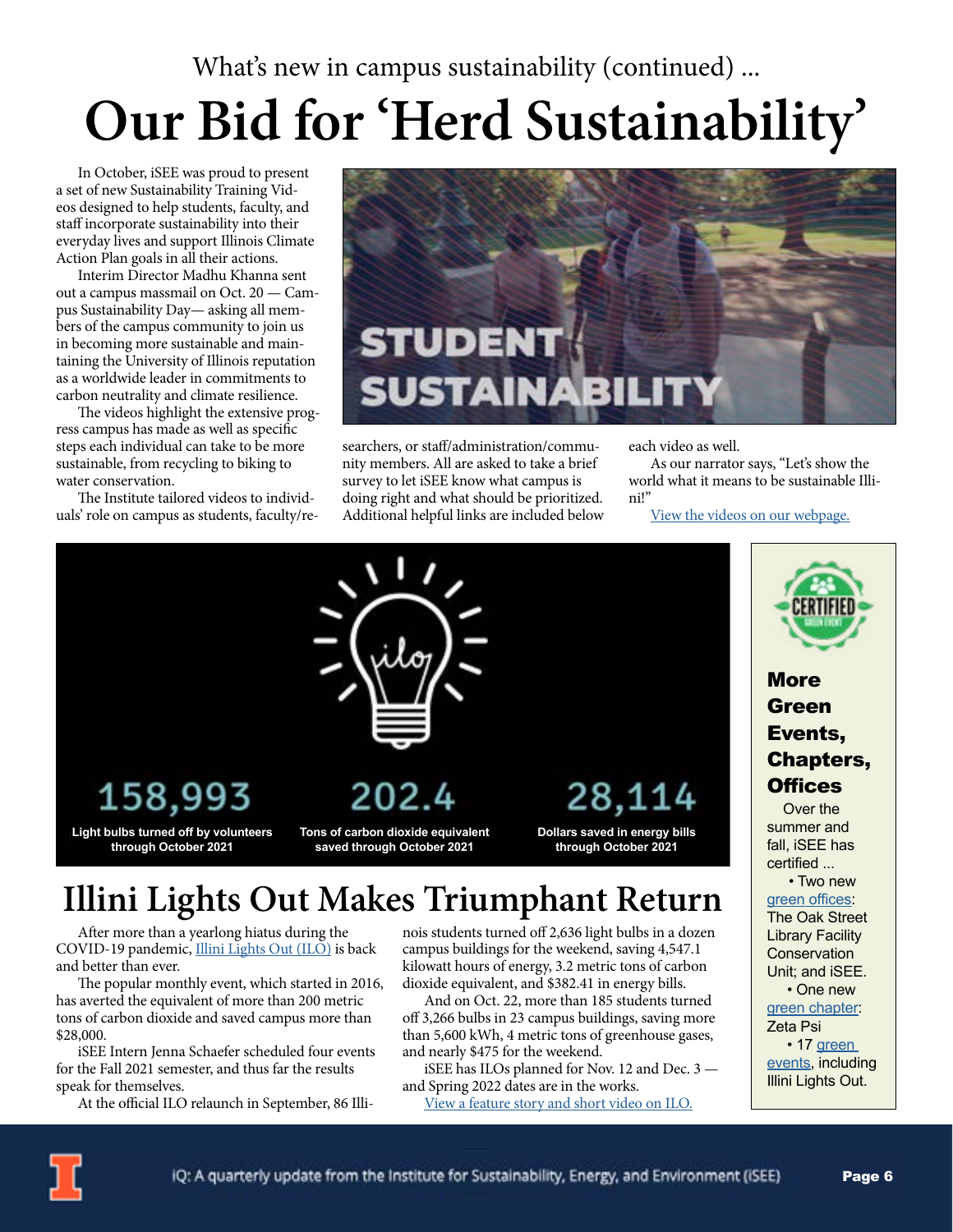What's new in campus sustainability (continued) ...

# Our Bid for 'Herd Sustainability'

In October, iSEE was proud to present a set of new Sustainability Training Videos designed to help students, faculty, and staff incorporate sustainability into their everyday lives and support Illinois Climate Action Plan goals in all their actions.

Interim Director Madhu Khanna sent out a campus massmail on Oct. 20 — Campus Sustainability Day— asking all members of the campus community to join us in becoming more sustainable and maintaining the University of Illinois reputation as a worldwide leader in commitments to carbon neutrality and climate resilience.

The videos highlight the extensive progress campus has made as well as specific steps each individual can take to be more sustainable, from recycling to biking to water conservation.

The Institute tailored videos to individuals' role on campus as students, faculty/researchers, or staff/administration/community members. All are asked to take a brief survey to let iSEE know what campus is doing right and what should be prioritized. Additional helpful links are included below each video as well.

As our narrator says, "Let's show the world what it means to be sustainable Illini!"

[View the videos on our webpage.]

STUDENT SUSTAINABILITY

158,993
Light bulbs turned off by volunteers through October 2021

202.4
Tons of carbon dioxide equivalent saved through October 2021

28,114
Dollars saved in energy bills through October 2021

## Illini Lights Out Makes Triumphant Return

After more than a yearlong hiatus during the COVID-19 pandemic, Illini Lights Out (ILO) is back and better than ever.

The popular monthly event, which started in 2016, has averted the equivalent of more than 200 metric tons of carbon dioxide and saved campus more than $28,000.

iSEE Intern Jenna Schaefer scheduled four events for the Fall 2021 semester, and thus far the results speak for themselves.

At the official ILO relaunch in September, 86 Illinois students turned off 2,636 light bulbs in a dozen campus buildings for the weekend, saving 4,547.1 kilowatt hours of energy, 3.2 metric tons of carbon dioxide equivalent, and $382.41 in energy bills.

And on Oct. 22, more than 185 students turned off 3,266 bulbs in 23 campus buildings, saving more than 5,600 kWh, 4 metric tons of greenhouse gases, and nearly $475 for the weekend.

iSEE has ILOs planned for Nov. 12 and Dec. 3 — and Spring 2022 dates are in the works.

[View a feature story and short video on ILO.]

CERTIFIED GREEN EVENT

### More Green Events, Chapters, Offices

Over the summer and fall, iSEE has certified ...

- Two new green offices: The Oak Street Library Facility Conservation Unit; and iSEE.
- One new green chapter: Zeta Psi
- 17 green events, including Illini Lights Out.